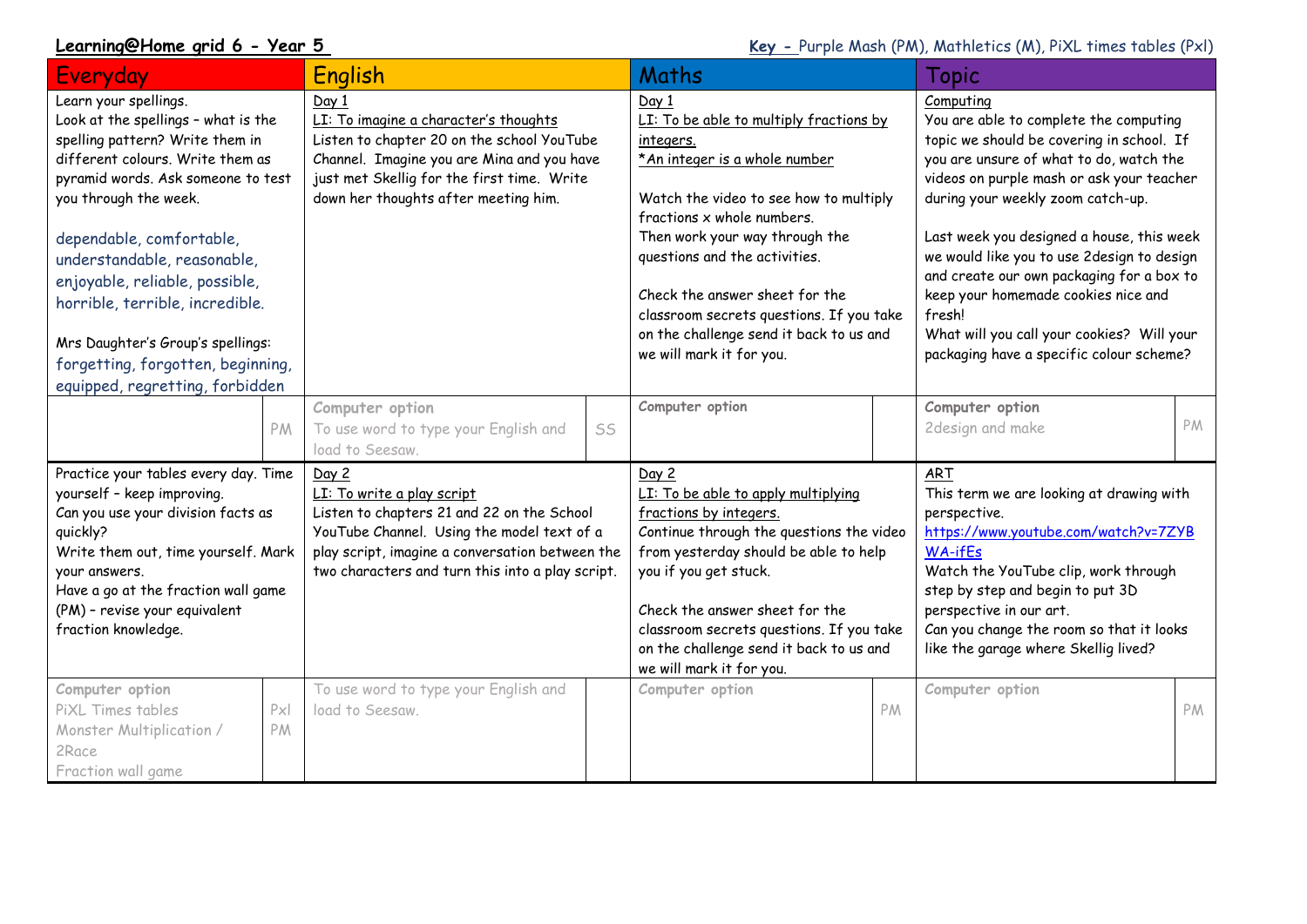**Learning@Home grid 6 - Year 5**

**Key -** Purple Mash (PM), Mathletics (M), PiXL times tables (Pxl)

| Everyday | | English | | Maths | | Topic | |
|---|---|---|---|---|---|---|---|
| Learn your spellings.<br>Look at the spellings – what is the spelling pattern? Write them in different colours. Write them as pyramid words. Ask someone to test you through the week.<br><br>dependable, comfortable, understandable, reasonable, enjoyable, reliable, possible, horrible, terrible, incredible.<br><br>Mrs Daughter's Group's spellings:<br>forgetting, forgotten, beginning, equipped, regretting, forbidden | | Day 1<br>LI: To imagine a character's thoughts<br>Listen to chapter 20 on the school YouTube Channel. Imagine you are Mina and you have just met Skellig for the first time. Write down her thoughts after meeting him. | | Day 1<br>LI: To be able to multiply fractions by integers.<br>*An integer is a whole number<br><br>Watch the video to see how to multiply fractions x whole numbers.<br>Then work your way through the questions and the activities.<br><br>Check the answer sheet for the classroom secrets questions. If you take on the challenge send it back to us and we will mark it for you. | | Computing<br>You are able to complete the computing topic we should be covering in school. If you are unsure of what to do, watch the videos on purple mash or ask your teacher during your weekly zoom catch-up.<br><br>Last week you designed a house, this week we would like you to use 2design to design and create our own packaging for a box to keep your homemade cookies nice and fresh!<br>What will you call your cookies? Will your packaging have a specific colour scheme? | |
| | PM | **Computer option**<br>To use word to type your English and load to Seesaw. | SS | **Computer option** | | **Computer option**<br>2design and make | PM |
| Practice your tables every day. Time yourself – keep improving.<br>Can you use your division facts as quickly?<br>Write them out, time yourself. Mark your answers.<br>Have a go at the fraction wall game (PM) – revise your equivalent fraction knowledge. | | Day 2<br>LI: To write a play script<br>Listen to chapters 21 and 22 on the School YouTube Channel. Using the model text of a play script, imagine a conversation between the two characters and turn this into a play script. | | Day 2<br>LI: To be able to apply multiplying fractions by integers.<br>Continue through the questions the video from yesterday should be able to help you if you get stuck.<br><br>Check the answer sheet for the classroom secrets questions. If you take on the challenge send it back to us and we will mark it for you. | | ART<br>This term we are looking at drawing with perspective.<br>https://www.youtube.com/watch?v=7ZYBWA-ifEs<br>Watch the YouTube clip, work through step by step and begin to put 3D perspective in our art.<br>Can you change the room so that it looks like the garage where Skellig lived? | |
| **Computer option**<br>PiXL Times tables<br>Monster Multiplication / 2Race<br>Fraction wall game | Pxl<br>PM | To use word to type your English and load to Seesaw. | | **Computer option** | PM | **Computer option** | PM |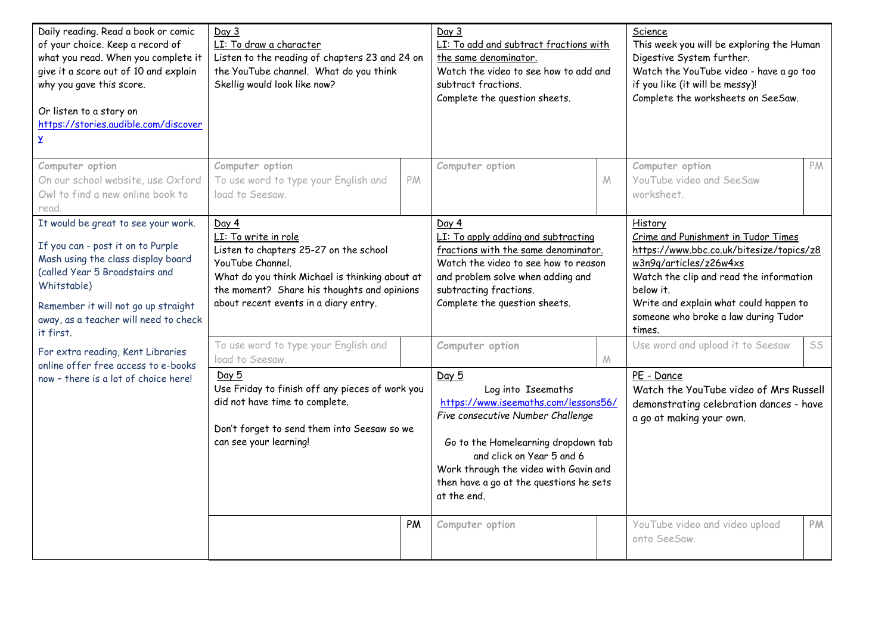| | | | | | | |
|---|---|---|---|---|---|---|
| Daily reading. Read a book or comic of your choice. Keep a record of what you read. When you complete it give it a score out of 10 and explain why you gave this score.<br><br>Or listen to a story on https://stories.audible.com/discovery | Day 3<br>LI: To draw a character<br>Listen to the reading of chapters 23 and 24 on the YouTube channel. What do you think Skellig would look like now? | | Day 3<br>LI: To add and subtract fractions with the same denominator.<br>Watch the video to see how to add and subtract fractions.<br>Complete the question sheets. | | Science<br>This week you will be exploring the Human Digestive System further.<br>Watch the YouTube video - have a go too if you like (it will be messy)!<br>Complete the worksheets on SeeSaw. | |
| Computer option<br>On our school website, use Oxford Owl to find a new online book to read. | Computer option<br>To use word to type your English and load to Seesaw. | PM | Computer option | M | Computer option<br>YouTube video and SeeSaw worksheet. | PM |
| It would be great to see your work.<br><br>If you can - post it on to Purple Mash using the class display board (called Year 5 Broadstairs and Whitstable)<br><br>Remember it will not go up straight away, as a teacher will need to check it first.<br><br>For extra reading, Kent Libraries online offer free access to e-books now – there is a lot of choice here! | Day 4<br>LI: To write in role<br>Listen to chapters 25-27 on the school YouTube Channel.<br>What do you think Michael is thinking about at the moment? Share his thoughts and opinions about recent events in a diary entry. | | Day 4<br>LI: To apply adding and subtracting fractions with the same denominator.<br>Watch the video to see how to reason and problem solve when adding and subtracting fractions.<br>Complete the question sheets. | | History<br>Crime and Punishment in Tudor Times<br>https://www.bbc.co.uk/bitesize/topics/z8w3n9q/articles/z26w4xs<br>Watch the clip and read the information below it.<br>Write and explain what could happen to someone who broke a law during Tudor times. | |
| | To use word to type your English and load to Seesaw. | | Computer option | M | Use word and upload it to Seesaw | SS |
| | Day 5<br>Use Friday to finish off any pieces of work you did not have time to complete.<br><br>Don't forget to send them into Seesaw so we can see your learning! | | Day 5<br>Log into Iseemaths<br>https://www.iseemaths.com/lessons56/<br>*Five consecutive Number Challenge*<br><br>Go to the Homelearning dropdown tab and click on Year 5 and 6<br>Work through the video with Gavin and then have a go at the questions he sets at the end. | | PE - Dance<br>Watch the YouTube video of Mrs Russell demonstrating celebration dances - have a go at making your own. | |
| | | PM | Computer option | | YouTube video and video upload onto SeeSaw. | PM |